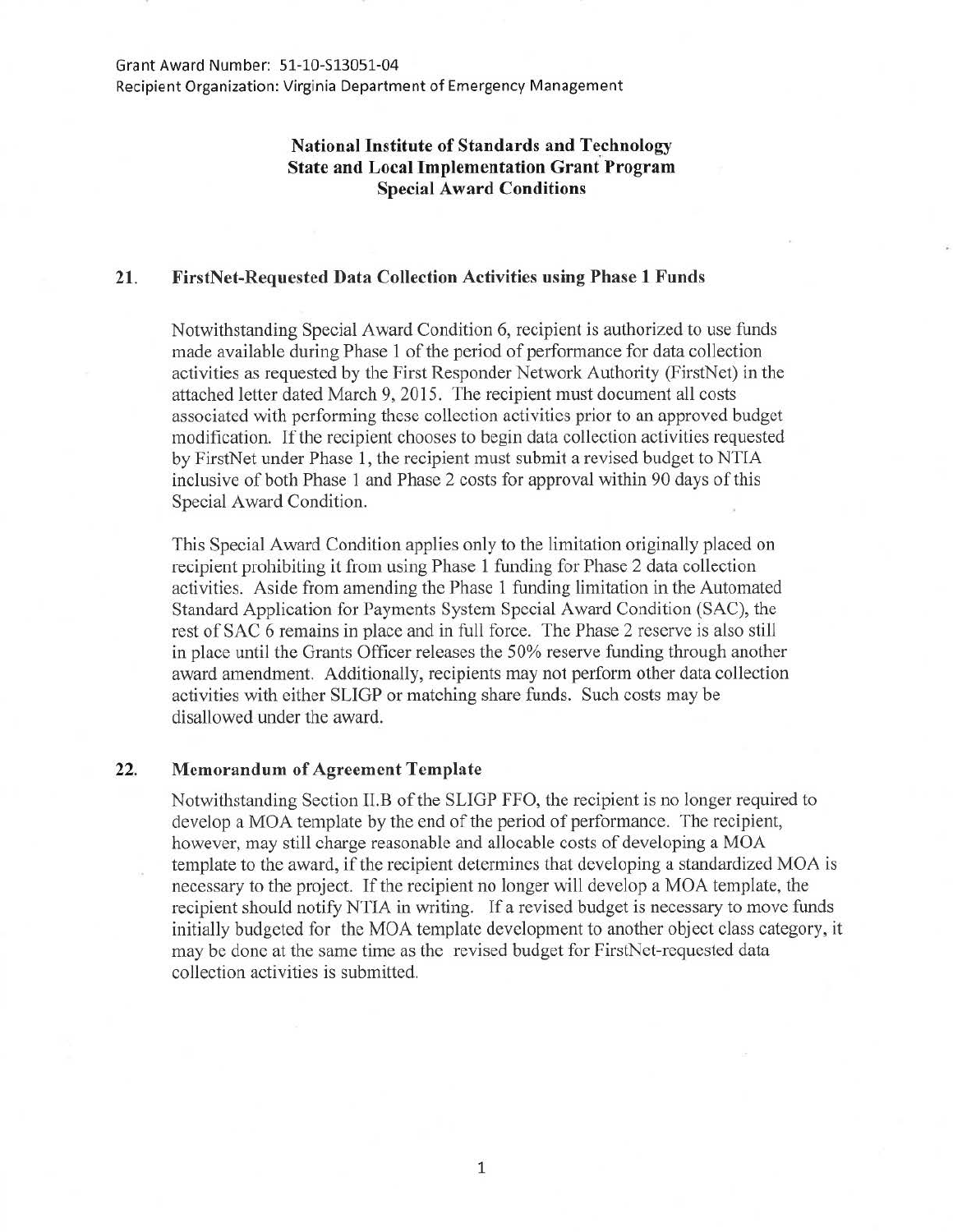Grant Award Number: 51-10-S13051-04
Recipient Organization: Virginia Department of Emergency Management

**National Institute of Standards and Technology**
**State and Local Implementation Grant Program**
**Special Award Conditions**

## 21. FirstNet-Requested Data Collection Activities using Phase 1 Funds

Notwithstanding Special Award Condition 6, recipient is authorized to use funds made available during Phase 1 of the period of performance for data collection activities as requested by the First Responder Network Authority (FirstNet) in the attached letter dated March 9, 2015. The recipient must document all costs associated with performing these collection activities prior to an approved budget modification. If the recipient chooses to begin data collection activities requested by FirstNet under Phase 1, the recipient must submit a revised budget to NTIA inclusive of both Phase 1 and Phase 2 costs for approval within 90 days of this Special Award Condition.

This Special Award Condition applies only to the limitation originally placed on recipient prohibiting it from using Phase 1 funding for Phase 2 data collection activities. Aside from amending the Phase 1 funding limitation in the Automated Standard Application for Payments System Special Award Condition (SAC), the rest of SAC 6 remains in place and in full force. The Phase 2 reserve is also still in place until the Grants Officer releases the 50% reserve funding through another award amendment. Additionally, recipients may not perform other data collection activities with either SLIGP or matching share funds. Such costs may be disallowed under the award.

## 22. Memorandum of Agreement Template

Notwithstanding Section II.B of the SLIGP FFO, the recipient is no longer required to develop a MOA template by the end of the period of performance. The recipient, however, may still charge reasonable and allocable costs of developing a MOA template to the award, if the recipient determines that developing a standardized MOA is necessary to the project. If the recipient no longer will develop a MOA template, the recipient should notify NTIA in writing. If a revised budget is necessary to move funds initially budgeted for the MOA template development to another object class category, it may be done at the same time as the revised budget for FirstNet-requested data collection activities is submitted.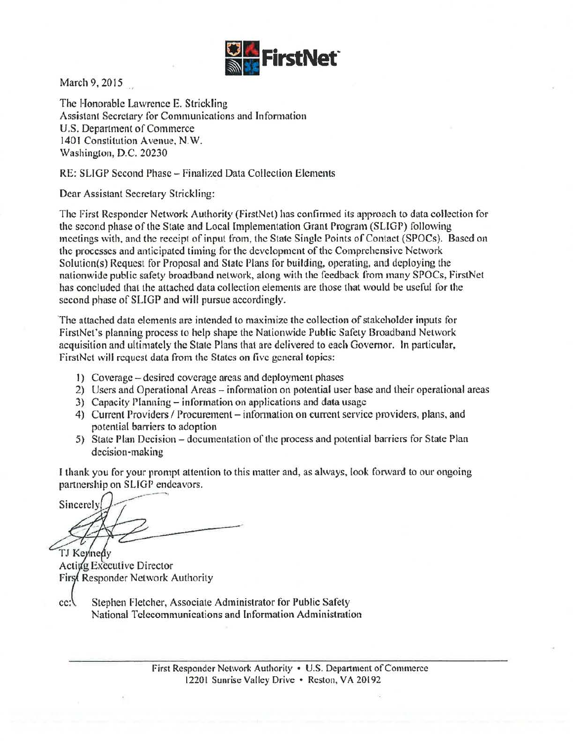FirstNet

March 9, 2015

The Honorable Lawrence E. Strickling
Assistant Secretary for Communications and Information
U.S. Department of Commerce
1401 Constitution Avenue, N.W.
Washington, D.C. 20230

RE: SLIGP Second Phase – Finalized Data Collection Elements

Dear Assistant Secretary Strickling:

The First Responder Network Authority (FirstNet) has confirmed its approach to data collection for the second phase of the State and Local Implementation Grant Program (SLIGP) following meetings with, and the receipt of input from, the State Single Points of Contact (SPOCs). Based on the processes and anticipated timing for the development of the Comprehensive Network Solution(s) Request for Proposal and State Plans for building, operating, and deploying the nationwide public safety broadband network, along with the feedback from many SPOCs, FirstNet has concluded that the attached data collection elements are those that would be useful for the second phase of SLIGP and will pursue accordingly.

The attached data elements are intended to maximize the collection of stakeholder inputs for FirstNet's planning process to help shape the Nationwide Public Safety Broadband Network acquisition and ultimately the State Plans that are delivered to each Governor. In particular, FirstNet will request data from the States on five general topics:

1) Coverage – desired coverage areas and deployment phases
2) Users and Operational Areas – information on potential user base and their operational areas
3) Capacity Planning – information on applications and data usage
4) Current Providers / Procurement – information on current service providers, plans, and potential barriers to adoption
5) State Plan Decision – documentation of the process and potential barriers for State Plan decision-making

I thank you for your prompt attention to this matter and, as always, look forward to our ongoing partnership on SLIGP endeavors.

Sincerely,

TJ Kennedy
Acting Executive Director
First Responder Network Authority

cc: Stephen Fletcher, Associate Administrator for Public Safety
National Telecommunications and Information Administration

First Responder Network Authority • U.S. Department of Commerce
12201 Sunrise Valley Drive • Reston, VA 20192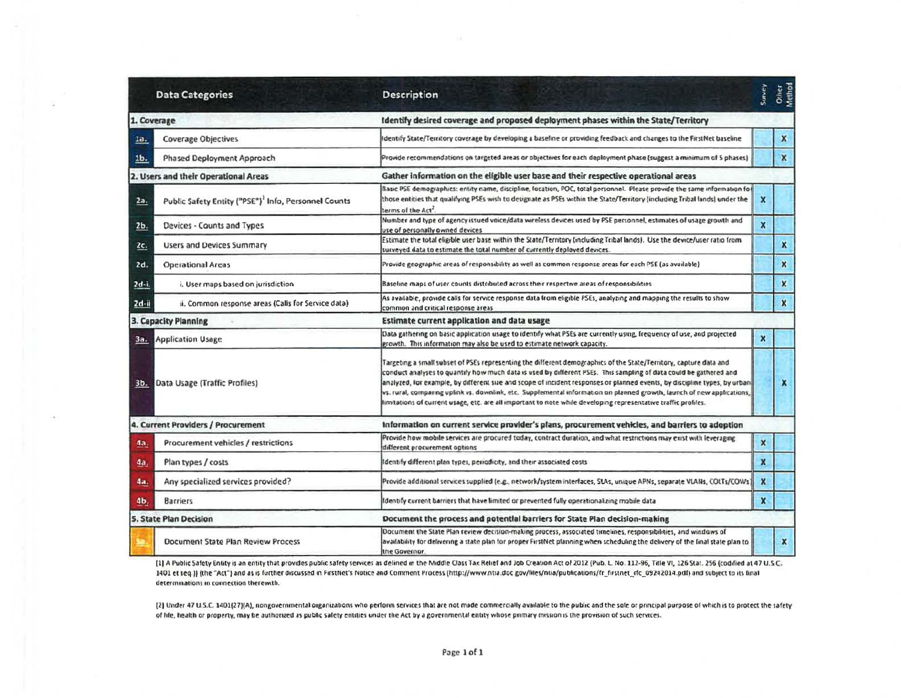| | Data Categories | Description | Survey | Other Method |
|---|---|---|---|---|
| **1. Coverage** | | **Identify desired coverage and proposed deployment phases within the State/Territory** | | |
| 1a. | Coverage Objectives | Identify State/Territory coverage by developing a baseline or providing feedback and changes to the FirstNet baseline | | X |
| 1b. | Phased Deployment Approach | Provide recommendations on targeted areas or objectives for each deployment phase (suggest a minimum of 5 phases) | | X |
| **2. Users and their Operational Areas** | | **Gather information on the eligible user base and their respective operational areas** | | |
| 2a. | Public Safety Entity ("PSE")[1] Info, Personnel Counts | Basic PSE demographics: entity name, discipline, location, POC, total personnel. Please provide the same information for those entities that qualifying PSEs wish to designate as PSEs within the State/Territory (including Tribal lands) under the terms of the Act[2]. | X | |
| 2b. | Devices - Counts and Types | Number and type of agency issued voice/data wireless devices used by PSE personnel, estimates of usage growth and use of personally owned devices | X | |
| 2c. | Users and Devices Summary | Estimate the total eligible user base within the State/Territory (including Tribal lands). Use the device/user ratio from surveyed data to estimate the total number of currently deployed devices. | | X |
| 2d. | Operational Areas | Provide geographic areas of responsibility as well as common response areas for each PSE (as available) | | X |
| 2d-i. | i. User maps based on jurisdiction | Baseline maps of user counts distributed across their respective areas of responsibilities | | X |
| 2d-ii | ii. Common response areas (Calls for Service data) | As available, provide calls for service response data from eligible PSEs, analyzing and mapping the results to show common and critical response areas | | X |
| **3. Capacity Planning** | | **Estimate current application and data usage** | | |
| 3a. | Application Usage | Data gathering on basic application usage to identify what PSEs are currently using, frequency of use, and projected growth. This information may also be used to estimate network capacity. | X | |
| 3b. | Data Usage (Traffic Profiles) | Targeting a small subset of PSEs representing the different demographics of the State/Territory, capture data and conduct analyses to quantify how much data is used by different PSEs. This sampling of data could be gathered and analyzed, for example, by different size and scope of incident responses or planned events, by discipline types, by urban vs. rural, comparing uplink vs. downlink, etc. Supplemental information on planned growth, launch of new applications, limitations of current usage, etc. are all important to note while developing representative traffic profiles. | | X |
| **4. Current Providers / Procurement** | | **Information on current service provider's plans, procurement vehicles, and barriers to adoption** | | |
| 4a. | Procurement vehicles / restrictions | Provide how mobile services are procured today, contract duration, and what restrictions may exist with leveraging different procurement options | X | |
| 4a. | Plan types / costs | Identify different plan types, periodicity, and their associated costs | X | |
| 4a. | Any specialized services provided? | Provide additional services supplied (e.g., network/system interfaces, SLAs, unique APNs, separate VLANs, COLTs/COWs) | X | |
| 4b. | Barriers | Identify current barriers that have limited or prevented fully operationalizing mobile data | X | |
| **5. State Plan Decision** | | **Document the process and potential barriers for State Plan decision-making** | | |
| 5a. | Document State Plan Review Process | Document the State Plan review decision-making process, associated timelines, responsibilities, and windows of availability for delivering a state plan for proper FirstNet planning when scheduling the delivery of the final state plan to the Governor. | | X |

[1] A Public Safety Entity is an entity that provides public safety services as defined in the Middle Class Tax Relief and Job Creation Act of 2012 (Pub. L. No. 112-96, Title VI, 126 Stat. 256 (codified at 47 U.S.C. 1401 et seq.)) (the "Act") and as is further discussed in FirstNet's Notice and Comment Process (http://www.ntia.doc.gov/files/ntia/publications/fr_firstnet_rfc_09242014.pdf) and subject to its final determinations in connection therewith.

[2] Under 47 U.S.C. 1401(27)(A), nongovernmental organizations who perform services that are not made commercially available to the public and the sole or principal purpose of which is to protect the safety of life, health or property, may be authorized as public safety entities under the Act by a governmental entity whose primary mission is the provision of such services.